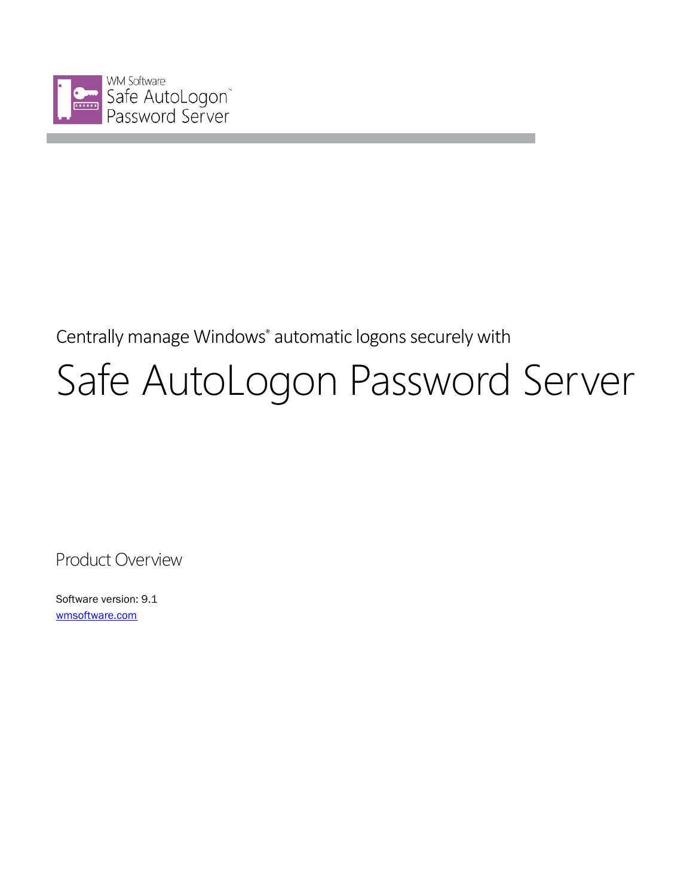WM Software
Safe AutoLogon™
Password Server

Centrally manage Windows® automatic logons securely with

# Safe AutoLogon Password Server

## Product Overview

Software version: 9.1
[wmsoftware.com](wmsoftware.com)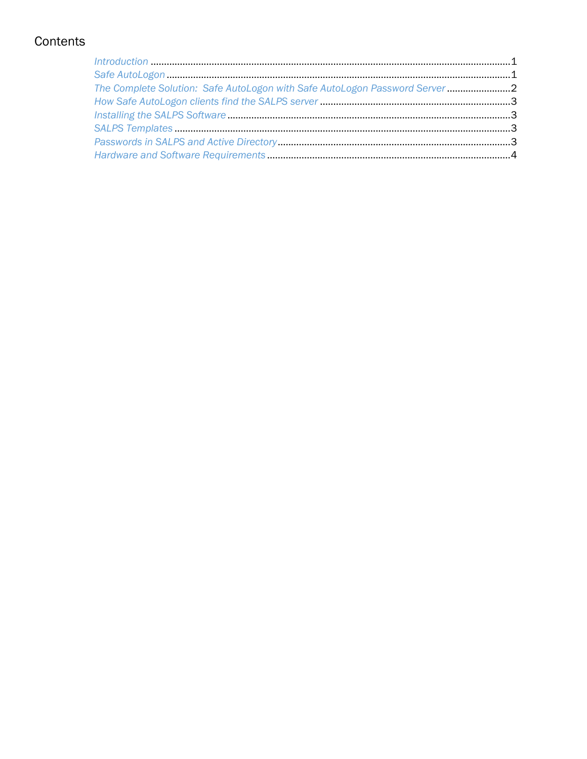# Contents

- *Introduction* ........................................................................................................................................1
- *Safe AutoLogon* ...................................................................................................................................1
- *The Complete Solution:  Safe AutoLogon with Safe AutoLogon Password Server* .........................2
- *How Safe AutoLogon clients find the SALPS server* ........................................................................3
- *Installing the SALPS Software* ..........................................................................................................3
- *SALPS Templates* .............................................................................................................................3
- *Passwords in SALPS and Active Directory* .......................................................................................3
- *Hardware and Software Requirements* ............................................................................................4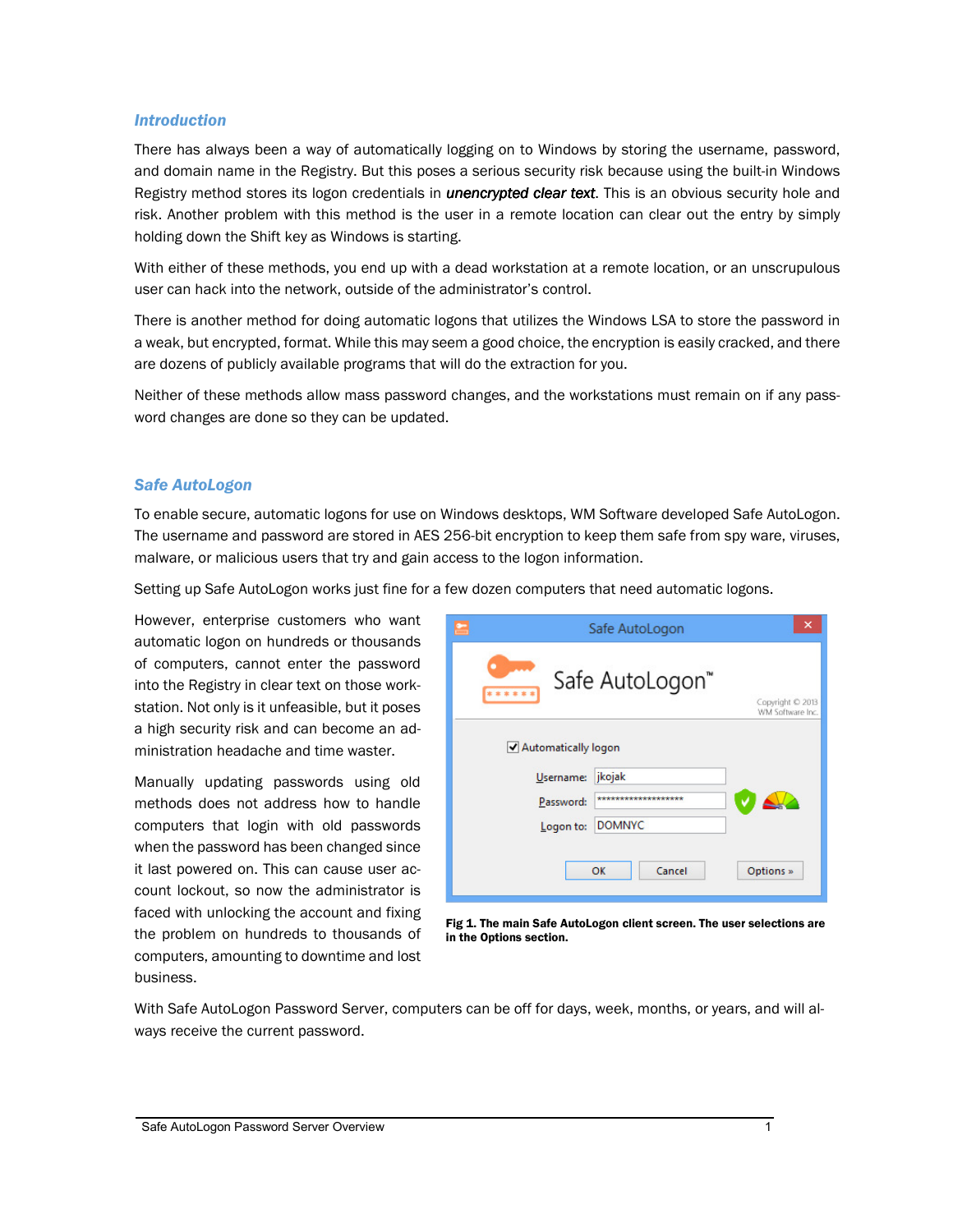## Introduction

There has always been a way of automatically logging on to Windows by storing the username, password, and domain name in the Registry. But this poses a serious security risk because using the built-in Windows Registry method stores its logon credentials in ***unencrypted clear text***. This is an obvious security hole and risk. Another problem with this method is the user in a remote location can clear out the entry by simply holding down the Shift key as Windows is starting.

With either of these methods, you end up with a dead workstation at a remote location, or an unscrupulous user can hack into the network, outside of the administrator's control.

There is another method for doing automatic logons that utilizes the Windows LSA to store the password in a weak, but encrypted, format. While this may seem a good choice, the encryption is easily cracked, and there are dozens of publicly available programs that will do the extraction for you.

Neither of these methods allow mass password changes, and the workstations must remain on if any password changes are done so they can be updated.

## Safe AutoLogon

To enable secure, automatic logons for use on Windows desktops, WM Software developed Safe AutoLogon. The username and password are stored in AES 256-bit encryption to keep them safe from spy ware, viruses, malware, or malicious users that try and gain access to the logon information.

Setting up Safe AutoLogon works just fine for a few dozen computers that need automatic logons.

However, enterprise customers who want automatic logon on hundreds or thousands of computers, cannot enter the password into the Registry in clear text on those workstation. Not only is it unfeasible, but it poses a high security risk and can become an administration headache and time waster.

Manually updating passwords using old methods does not address how to handle computers that login with old passwords when the password has been changed since it last powered on. This can cause user account lockout, so now the administrator is faced with unlocking the account and fixing the problem on hundreds to thousands of computers, amounting to downtime and lost business.

**Fig 1. The main Safe AutoLogon client screen. The user selections are in the Options section.**

With Safe AutoLogon Password Server, computers can be off for days, week, months, or years, and will always receive the current password.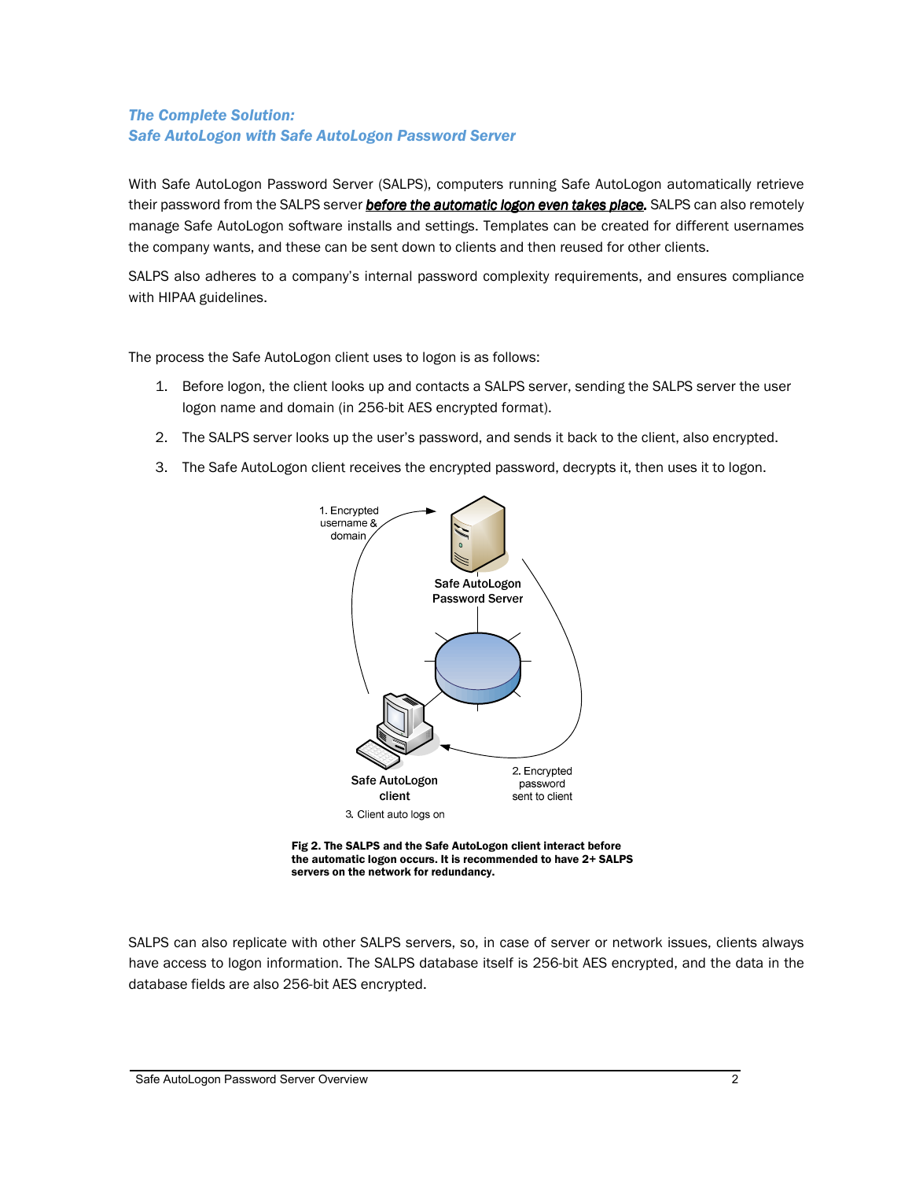## *The Complete Solution: Safe AutoLogon with Safe AutoLogon Password Server*

With Safe AutoLogon Password Server (SALPS), computers running Safe AutoLogon automatically retrieve their password from the SALPS server ***before the automatic logon even takes place.*** SALPS can also remotely manage Safe AutoLogon software installs and settings. Templates can be created for different usernames the company wants, and these can be sent down to clients and then reused for other clients.

SALPS also adheres to a company's internal password complexity requirements, and ensures compliance with HIPAA guidelines.

The process the Safe AutoLogon client uses to logon is as follows:

1. Before logon, the client looks up and contacts a SALPS server, sending the SALPS server the user logon name and domain (in 256-bit AES encrypted format).
2. The SALPS server looks up the user's password, and sends it back to the client, also encrypted.
3. The Safe AutoLogon client receives the encrypted password, decrypts it, then uses it to logon.

1. Encrypted username & domain

Safe AutoLogon Password Server

Safe AutoLogon client

2. Encrypted password sent to client

3. Client auto logs on

**Fig 2. The SALPS and the Safe AutoLogon client interact before the automatic logon occurs. It is recommended to have 2+ SALPS servers on the network for redundancy.**

SALPS can also replicate with other SALPS servers, so, in case of server or network issues, clients always have access to logon information. The SALPS database itself is 256-bit AES encrypted, and the data in the database fields are also 256-bit AES encrypted.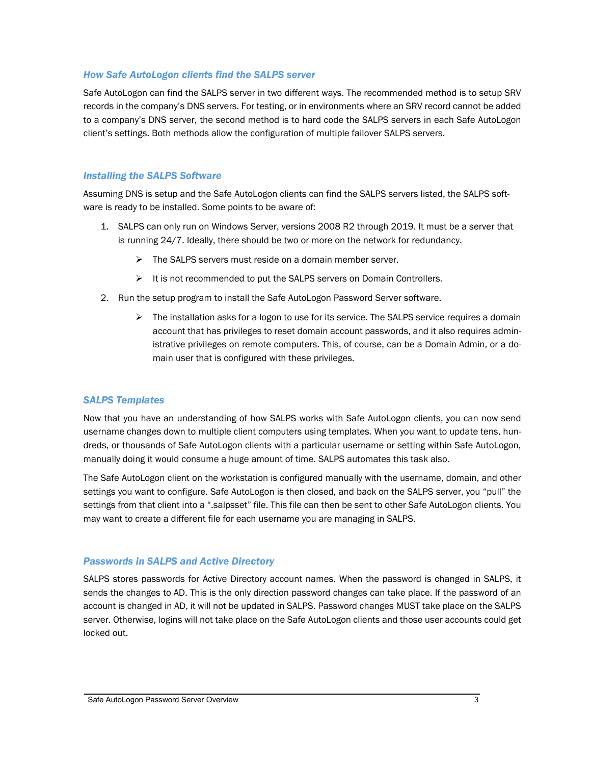### *How Safe AutoLogon clients find the SALPS server*

Safe AutoLogon can find the SALPS server in two different ways. The recommended method is to setup SRV records in the company's DNS servers. For testing, or in environments where an SRV record cannot be added to a company's DNS server, the second method is to hard code the SALPS servers in each Safe AutoLogon client's settings. Both methods allow the configuration of multiple failover SALPS servers.

### *Installing the SALPS Software*

Assuming DNS is setup and the Safe AutoLogon clients can find the SALPS servers listed, the SALPS software is ready to be installed. Some points to be aware of:

1. SALPS can only run on Windows Server, versions 2008 R2 through 2019. It must be a server that is running 24/7. Ideally, there should be two or more on the network for redundancy.
   - The SALPS servers must reside on a domain member server.
   - It is not recommended to put the SALPS servers on Domain Controllers.
2. Run the setup program to install the Safe AutoLogon Password Server software.
   - The installation asks for a logon to use for its service. The SALPS service requires a domain account that has privileges to reset domain account passwords, and it also requires administrative privileges on remote computers. This, of course, can be a Domain Admin, or a domain user that is configured with these privileges.

### *SALPS Templates*

Now that you have an understanding of how SALPS works with Safe AutoLogon clients, you can now send username changes down to multiple client computers using templates. When you want to update tens, hundreds, or thousands of Safe AutoLogon clients with a particular username or setting within Safe AutoLogon, manually doing it would consume a huge amount of time. SALPS automates this task also.

The Safe AutoLogon client on the workstation is configured manually with the username, domain, and other settings you want to configure. Safe AutoLogon is then closed, and back on the SALPS server, you "pull" the settings from that client into a ".salpsset" file. This file can then be sent to other Safe AutoLogon clients. You may want to create a different file for each username you are managing in SALPS.

### *Passwords in SALPS and Active Directory*

SALPS stores passwords for Active Directory account names. When the password is changed in SALPS, it sends the changes to AD. This is the only direction password changes can take place. If the password of an account is changed in AD, it will not be updated in SALPS. Password changes MUST take place on the SALPS server. Otherwise, logins will not take place on the Safe AutoLogon clients and those user accounts could get locked out.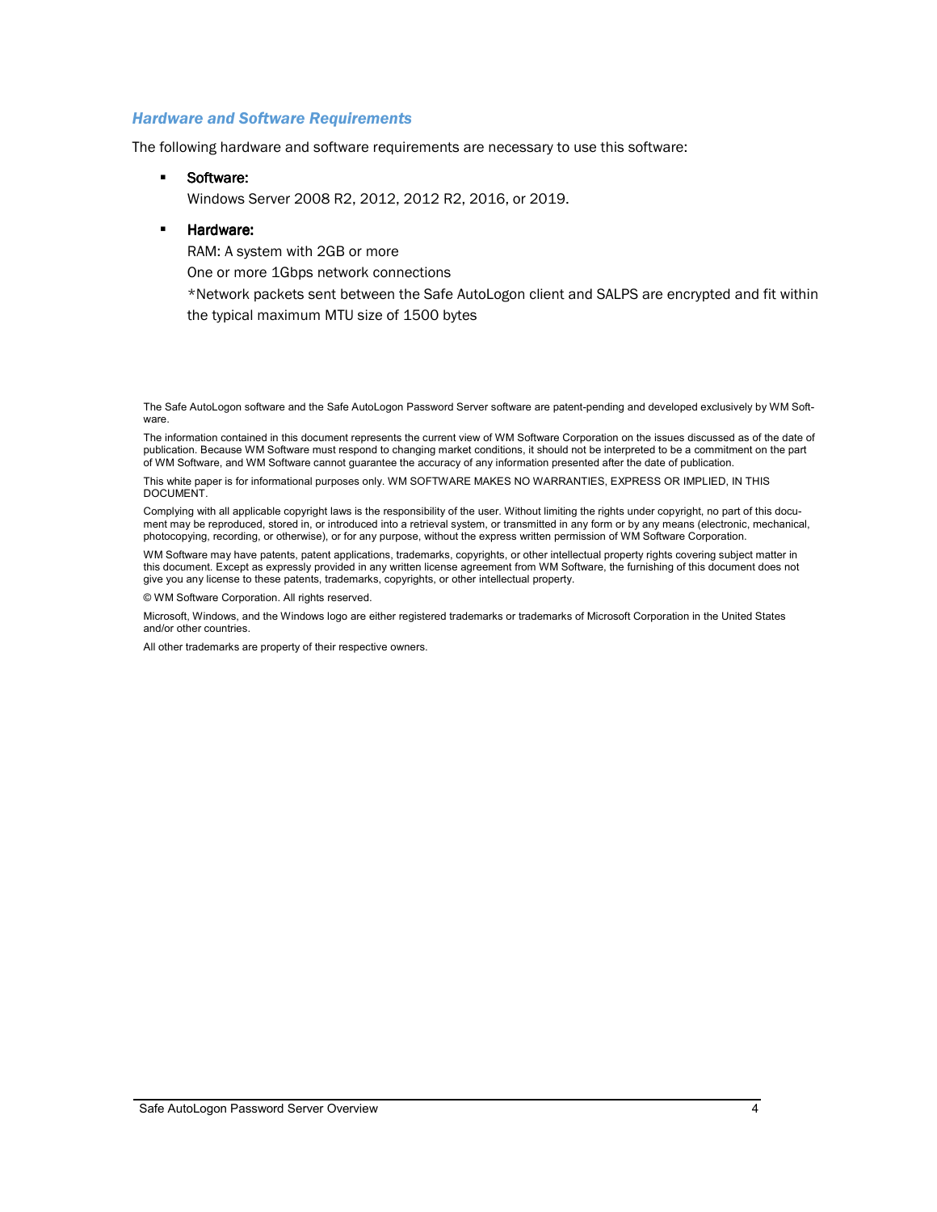### *Hardware and Software Requirements*

The following hardware and software requirements are necessary to use this software:

- **Software:**
  Windows Server 2008 R2, 2012, 2012 R2, 2016, or 2019.

- **Hardware:**
  RAM: A system with 2GB or more
  One or more 1Gbps network connections
  *Network packets sent between the Safe AutoLogon client and SALPS are encrypted and fit within the typical maximum MTU size of 1500 bytes

The Safe AutoLogon software and the Safe AutoLogon Password Server software are patent-pending and developed exclusively by WM Software.

The information contained in this document represents the current view of WM Software Corporation on the issues discussed as of the date of publication. Because WM Software must respond to changing market conditions, it should not be interpreted to be a commitment on the part of WM Software, and WM Software cannot guarantee the accuracy of any information presented after the date of publication.

This white paper is for informational purposes only. WM SOFTWARE MAKES NO WARRANTIES, EXPRESS OR IMPLIED, IN THIS DOCUMENT.

Complying with all applicable copyright laws is the responsibility of the user. Without limiting the rights under copyright, no part of this document may be reproduced, stored in, or introduced into a retrieval system, or transmitted in any form or by any means (electronic, mechanical, photocopying, recording, or otherwise), or for any purpose, without the express written permission of WM Software Corporation.

WM Software may have patents, patent applications, trademarks, copyrights, or other intellectual property rights covering subject matter in this document. Except as expressly provided in any written license agreement from WM Software, the furnishing of this document does not give you any license to these patents, trademarks, copyrights, or other intellectual property.

© WM Software Corporation. All rights reserved.

Microsoft, Windows, and the Windows logo are either registered trademarks or trademarks of Microsoft Corporation in the United States and/or other countries.

All other trademarks are property of their respective owners.